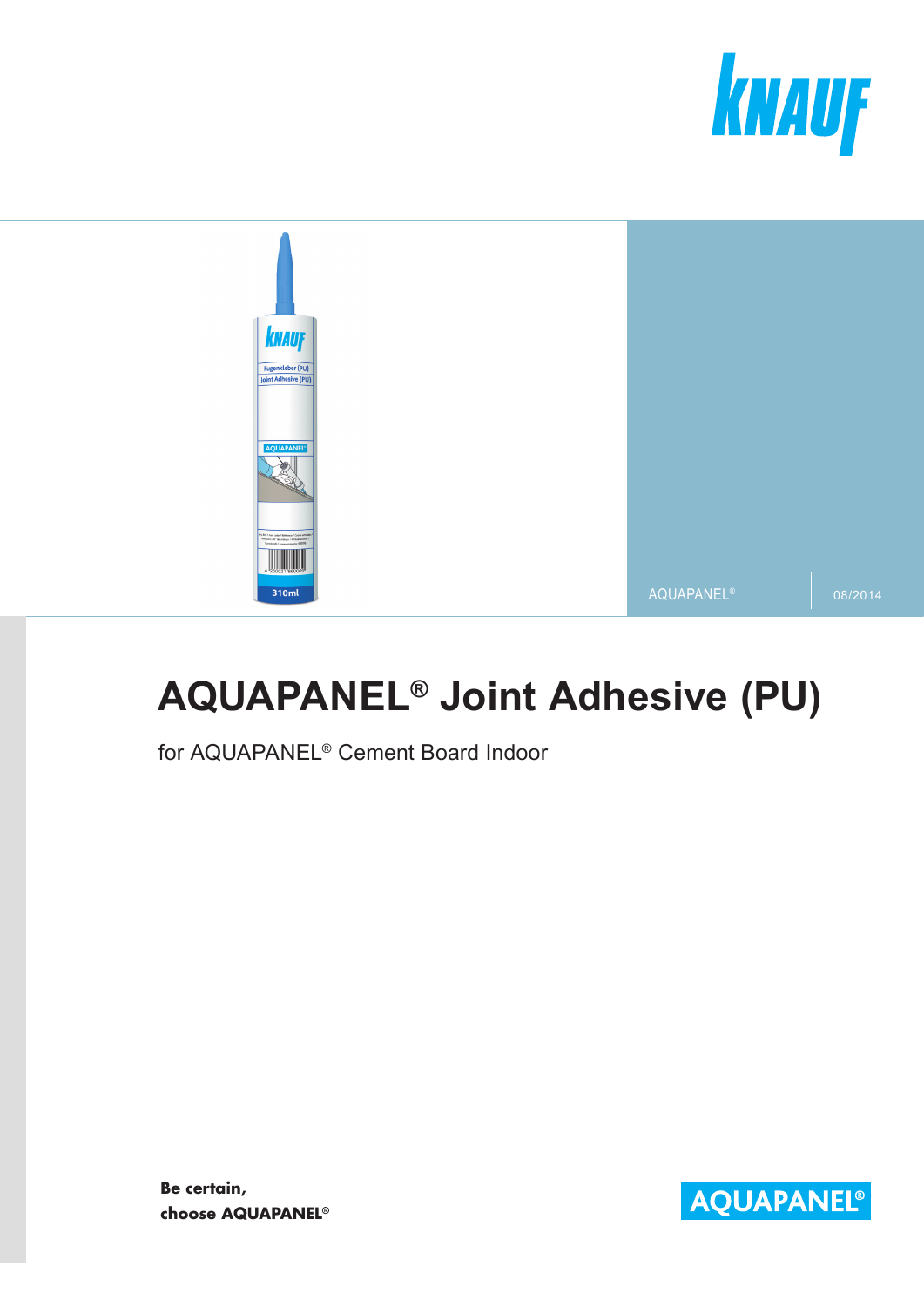AQUAPANEL® 08/2014

# AQUAPANEL® Joint Adhesive (PU)

for AQUAPANEL® Cement Board Indoor

**Be certain,
choose AQUAPANEL®**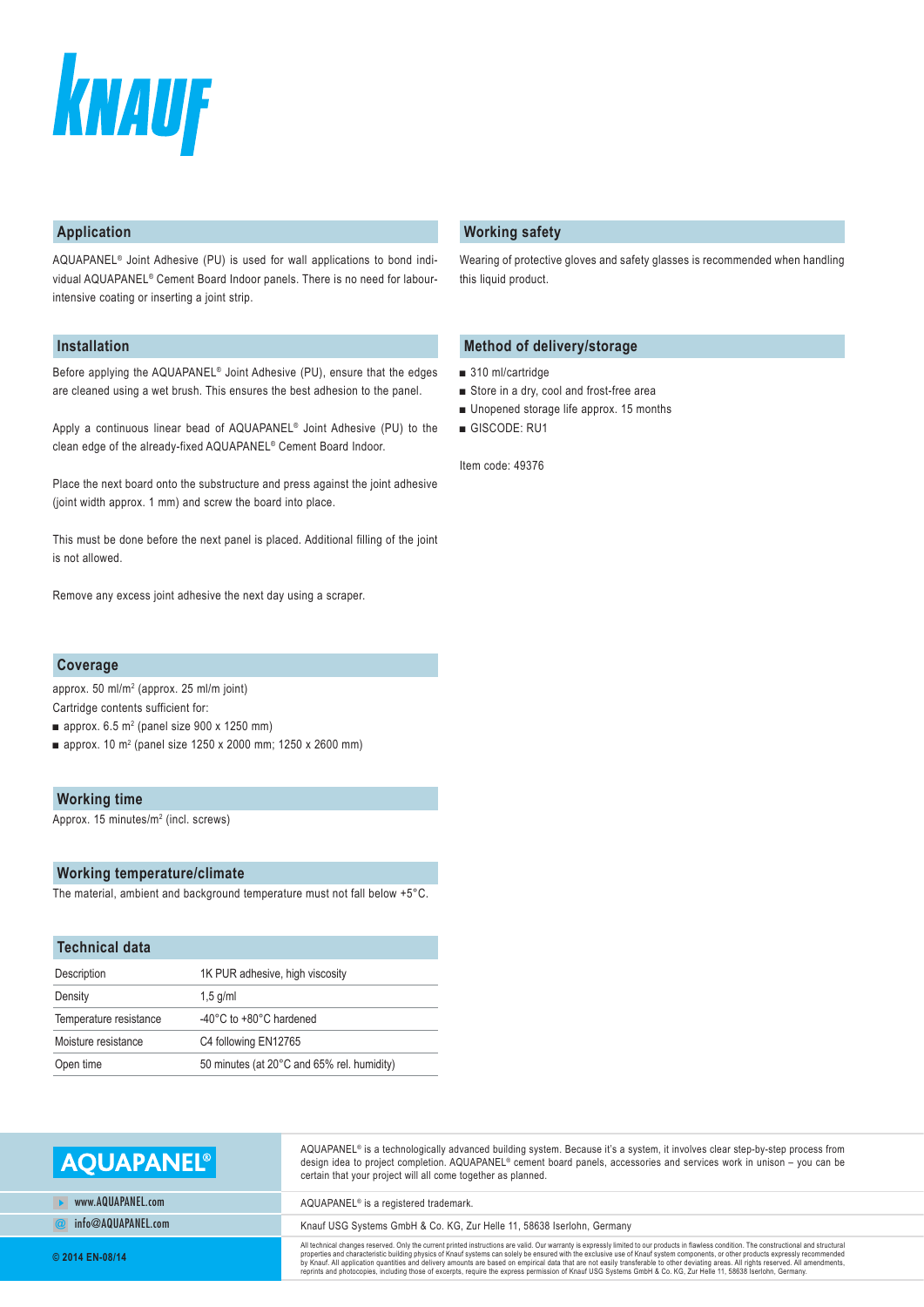KNAUF

## Application

AQUAPANEL® Joint Adhesive (PU) is used for wall applications to bond individual AQUAPANEL® Cement Board Indoor panels. There is no need for labour-intensive coating or inserting a joint strip.

## Installation

Before applying the AQUAPANEL® Joint Adhesive (PU), ensure that the edges are cleaned using a wet brush. This ensures the best adhesion to the panel.

Apply a continuous linear bead of AQUAPANEL® Joint Adhesive (PU) to the clean edge of the already-fixed AQUAPANEL® Cement Board Indoor.

Place the next board onto the substructure and press against the joint adhesive (joint width approx. 1 mm) and screw the board into place.

This must be done before the next panel is placed. Additional filling of the joint is not allowed.

Remove any excess joint adhesive the next day using a scraper.

## Coverage

approx. 50 ml/m² (approx. 25 ml/m joint)
Cartridge contents sufficient for:

- approx. 6.5 m² (panel size 900 x 1250 mm)
- approx. 10 m² (panel size 1250 x 2000 mm; 1250 x 2600 mm)

## Working time

Approx. 15 minutes/m² (incl. screws)

## Working temperature/climate

The material, ambient and background temperature must not fall below +5°C.

## Technical data

| | |
|---|---|
| Description | 1K PUR adhesive, high viscosity |
| Density | 1,5 g/ml |
| Temperature resistance | -40°C to +80°C hardened |
| Moisture resistance | C4 following EN12765 |
| Open time | 50 minutes (at 20°C and 65% rel. humidity) |

## Working safety

Wearing of protective gloves and safety glasses is recommended when handling this liquid product.

## Method of delivery/storage

- 310 ml/cartridge
- Store in a dry, cool and frost-free area
- Unopened storage life approx. 15 months
- GISCODE: RU1

Item code: 49376

AQUAPANEL®

www.AQUAPANEL.com

info@AQUAPANEL.com

© 2014 EN-08/14

AQUAPANEL® is a technologically advanced building system. Because it's a system, it involves clear step-by-step process from design idea to project completion. AQUAPANEL® cement board panels, accessories and services work in unison – you can be certain that your project will all come together as planned.

AQUAPANEL® is a registered trademark.

Knauf USG Systems GmbH & Co. KG, Zur Helle 11, 58638 Iserlohn, Germany

All technical changes reserved. Only the current printed instructions are valid. Our warranty is expressly limited to our products in flawless condition. The constructional and structural properties and characteristic building physics of Knauf systems can solely be ensured with the exclusive use of Knauf system components, or other products expressly recommended by Knauf. All application quantities and delivery amounts are based on empirical data that are not easily transferable to other deviating areas. All rights reserved. All amendments, reprints and photocopies, including those of excerpts, require the express permission of Knauf USG Systems GmbH & Co. KG, Zur Helle 11, 58638 Iserlohn, Germany.